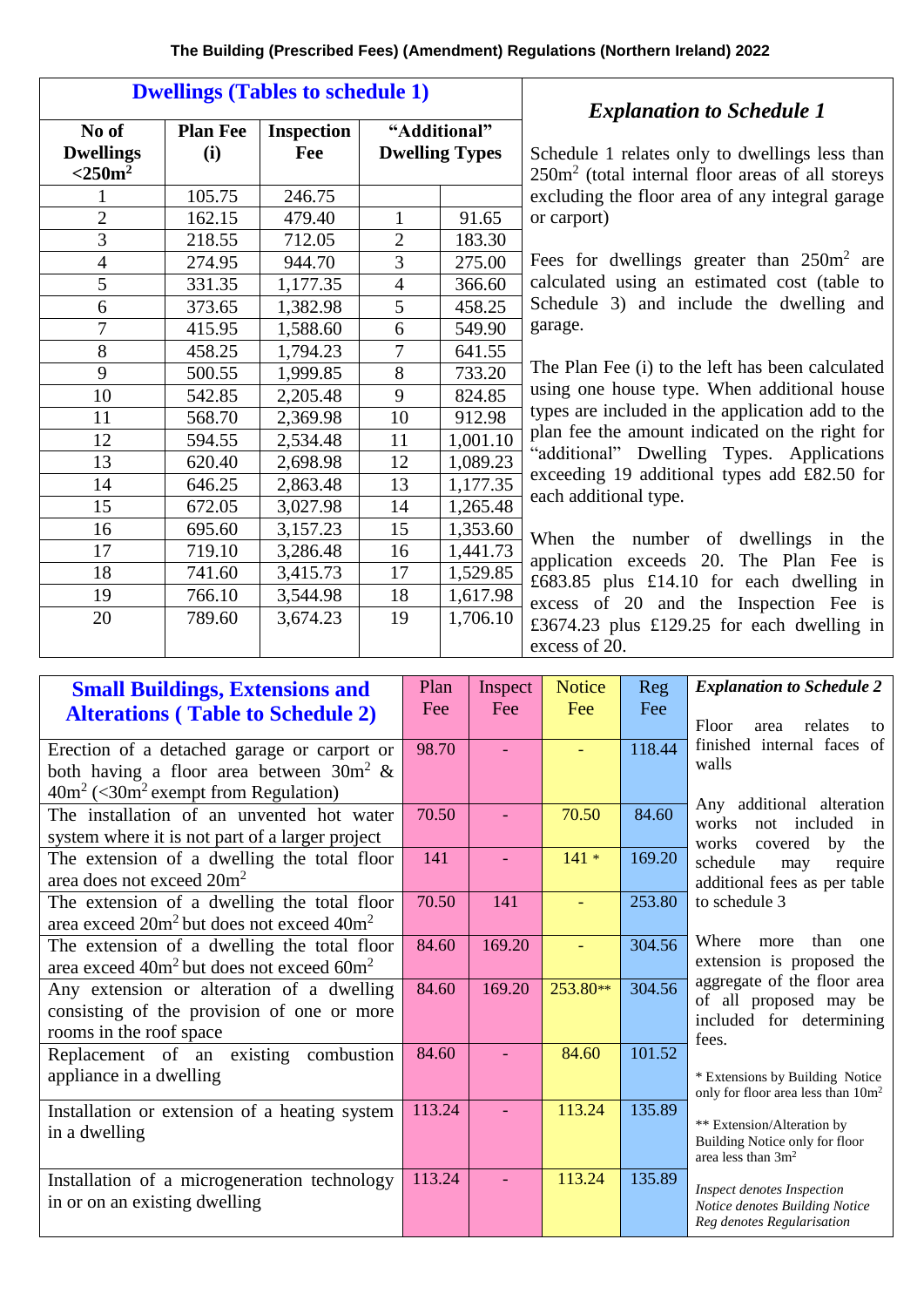**The Building (Prescribed Fees) (Amendment) Regulations (Northern Ireland) 2022**

## Dwellings (Tables to schedule 1)

| No of Dwellings <$250m^2$ | Plan Fee (i) | Inspection Fee | "Additional" Dwelling Types | |
|---|---|---|---|---|
| 1 | 105.75 | 246.75 | | |
| 2 | 162.15 | 479.40 | 1 | 91.65 |
| 3 | 218.55 | 712.05 | 2 | 183.30 |
| 4 | 274.95 | 944.70 | 3 | 275.00 |
| 5 | 331.35 | 1,177.35 | 4 | 366.60 |
| 6 | 373.65 | 1,382.98 | 5 | 458.25 |
| 7 | 415.95 | 1,588.60 | 6 | 549.90 |
| 8 | 458.25 | 1,794.23 | 7 | 641.55 |
| 9 | 500.55 | 1,999.85 | 8 | 733.20 |
| 10 | 542.85 | 2,205.48 | 9 | 824.85 |
| 11 | 568.70 | 2,369.98 | 10 | 912.98 |
| 12 | 594.55 | 2,534.48 | 11 | 1,001.10 |
| 13 | 620.40 | 2,698.98 | 12 | 1,089.23 |
| 14 | 646.25 | 2,863.48 | 13 | 1,177.35 |
| 15 | 672.05 | 3,027.98 | 14 | 1,265.48 |
| 16 | 695.60 | 3,157.23 | 15 | 1,353.60 |
| 17 | 719.10 | 3,286.48 | 16 | 1,441.73 |
| 18 | 741.60 | 3,415.73 | 17 | 1,529.85 |
| 19 | 766.10 | 3,544.98 | 18 | 1,617.98 |
| 20 | 789.60 | 3,674.23 | 19 | 1,706.10 |

### *Explanation to Schedule 1*

Schedule 1 relates only to dwellings less than $250m^2$ (total internal floor areas of all storeys excluding the floor area of any integral garage or carport)

Fees for dwellings greater than $250m^2$ are calculated using an estimated cost (table to Schedule 3) and include the dwelling and garage.

The Plan Fee (i) to the left has been calculated using one house type. When additional house types are included in the application add to the plan fee the amount indicated on the right for "additional" Dwelling Types. Applications exceeding 19 additional types add £82.50 for each additional type.

When the number of dwellings in the application exceeds 20. The Plan Fee is £683.85 plus £14.10 for each dwelling in excess of 20 and the Inspection Fee is £3674.23 plus £129.25 for each dwelling in excess of 20.

## Small Buildings, Extensions and Alterations ( Table to Schedule 2)

| Small Buildings, Extensions and Alterations ( Table to Schedule 2) | Plan Fee | Inspect Fee | Notice Fee | Reg Fee |
|---|---|---|---|---|
| Erection of a detached garage or carport or both having a floor area between $30m^2$ & $40m^2$ (<$30m^2$ exempt from Regulation) | 98.70 | - | - | 118.44 |
| The installation of an unvented hot water system where it is not part of a larger project | 70.50 | - | 70.50 | 84.60 |
| The extension of a dwelling the total floor area does not exceed $20m^2$ | 141 | - | 141 * | 169.20 |
| The extension of a dwelling the total floor area exceed $20m^2$ but does not exceed $40m^2$ | 70.50 | 141 | - | 253.80 |
| The extension of a dwelling the total floor area exceed $40m^2$ but does not exceed $60m^2$ | 84.60 | 169.20 | - | 304.56 |
| Any extension or alteration of a dwelling consisting of the provision of one or more rooms in the roof space | 84.60 | 169.20 | 253.80** | 304.56 |
| Replacement of an existing combustion appliance in a dwelling | 84.60 | - | 84.60 | 101.52 |
| Installation or extension of a heating system in a dwelling | 113.24 | - | 113.24 | 135.89 |
| Installation of a microgeneration technology in or on an existing dwelling | 113.24 | - | 113.24 | 135.89 |

### *Explanation to Schedule 2*

Floor area relates to finished internal faces of walls

Any additional alteration works not included in works covered by the schedule may require additional fees as per table to schedule 3

Where more than one extension is proposed the aggregate of the floor area of all proposed may be included for determining fees.

\* Extensions by Building Notice only for floor area less than $10m^2$

\** Extension/Alteration by Building Notice only for floor area less than $3m^2$

*Inspect denotes Inspection*
*Notice denotes Building Notice*
*Reg denotes Regularisation*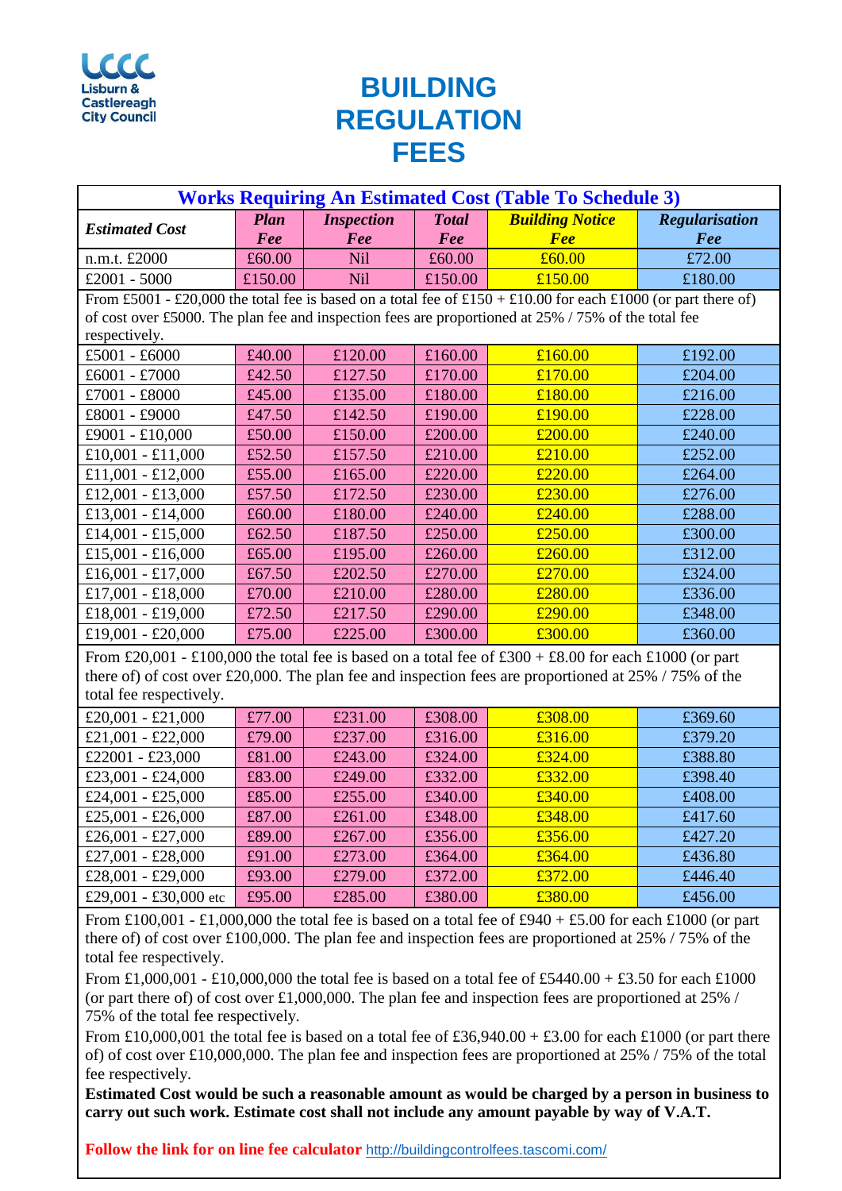Lisburn & Castlereagh City Council

# BUILDING REGULATION FEES

| Works Requiring An Estimated Cost (Table To Schedule 3) | | | | | |
|---|---|---|---|---|---|
| ***Estimated Cost*** | ***Plan Fee*** | ***Inspection Fee*** | ***Total Fee*** | ***Building Notice Fee*** | ***Regularisation Fee*** |
| n.m.t. £2000 | £60.00 | Nil | £60.00 | £60.00 | £72.00 |
| £2001 - 5000 | £150.00 | Nil | £150.00 | £150.00 | £180.00 |
| From £5001 - £20,000 the total fee is based on a total fee of £150 + £10.00 for each £1000 (or part there of) of cost over £5000. The plan fee and inspection fees are proportioned at 25% / 75% of the total fee respectively. | | | | | |
| £5001 - £6000 | £40.00 | £120.00 | £160.00 | £160.00 | £192.00 |
| £6001 - £7000 | £42.50 | £127.50 | £170.00 | £170.00 | £204.00 |
| £7001 - £8000 | £45.00 | £135.00 | £180.00 | £180.00 | £216.00 |
| £8001 - £9000 | £47.50 | £142.50 | £190.00 | £190.00 | £228.00 |
| £9001 - £10,000 | £50.00 | £150.00 | £200.00 | £200.00 | £240.00 |
| £10,001 - £11,000 | £52.50 | £157.50 | £210.00 | £210.00 | £252.00 |
| £11,001 - £12,000 | £55.00 | £165.00 | £220.00 | £220.00 | £264.00 |
| £12,001 - £13,000 | £57.50 | £172.50 | £230.00 | £230.00 | £276.00 |
| £13,001 - £14,000 | £60.00 | £180.00 | £240.00 | £240.00 | £288.00 |
| £14,001 - £15,000 | £62.50 | £187.50 | £250.00 | £250.00 | £300.00 |
| £15,001 - £16,000 | £65.00 | £195.00 | £260.00 | £260.00 | £312.00 |
| £16,001 - £17,000 | £67.50 | £202.50 | £270.00 | £270.00 | £324.00 |
| £17,001 - £18,000 | £70.00 | £210.00 | £280.00 | £280.00 | £336.00 |
| £18,001 - £19,000 | £72.50 | £217.50 | £290.00 | £290.00 | £348.00 |
| £19,001 - £20,000 | £75.00 | £225.00 | £300.00 | £300.00 | £360.00 |
| From £20,001 - £100,000 the total fee is based on a total fee of £300 + £8.00 for each £1000 (or part there of) of cost over £20,000. The plan fee and inspection fees are proportioned at 25% / 75% of the total fee respectively. | | | | | |
| £20,001 - £21,000 | £77.00 | £231.00 | £308.00 | £308.00 | £369.60 |
| £21,001 - £22,000 | £79.00 | £237.00 | £316.00 | £316.00 | £379.20 |
| £22001 - £23,000 | £81.00 | £243.00 | £324.00 | £324.00 | £388.80 |
| £23,001 - £24,000 | £83.00 | £249.00 | £332.00 | £332.00 | £398.40 |
| £24,001 - £25,000 | £85.00 | £255.00 | £340.00 | £340.00 | £408.00 |
| £25,001 - £26,000 | £87.00 | £261.00 | £348.00 | £348.00 | £417.60 |
| £26,001 - £27,000 | £89.00 | £267.00 | £356.00 | £356.00 | £427.20 |
| £27,001 - £28,000 | £91.00 | £273.00 | £364.00 | £364.00 | £436.80 |
| £28,001 - £29,000 | £93.00 | £279.00 | £372.00 | £372.00 | £446.40 |
| £29,001 - £30,000 etc | £95.00 | £285.00 | £380.00 | £380.00 | £456.00 |

From £100,001 - £1,000,000 the total fee is based on a total fee of £940 + £5.00 for each £1000 (or part there of) of cost over £100,000. The plan fee and inspection fees are proportioned at 25% / 75% of the total fee respectively.

From £1,000,001 - £10,000,000 the total fee is based on a total fee of £5440.00 + £3.50 for each £1000 (or part there of) of cost over £1,000,000. The plan fee and inspection fees are proportioned at 25% / 75% of the total fee respectively.

From £10,000,001 the total fee is based on a total fee of £36,940.00 + £3.00 for each £1000 (or part there of) of cost over £10,000,000. The plan fee and inspection fees are proportioned at 25% / 75% of the total fee respectively.

**Estimated Cost would be such a reasonable amount as would be charged by a person in business to carry out such work. Estimate cost shall not include any amount payable by way of V.A.T.**

**Follow the link for on line fee calculator** http://buildingcontrolfees.tascomi.com/